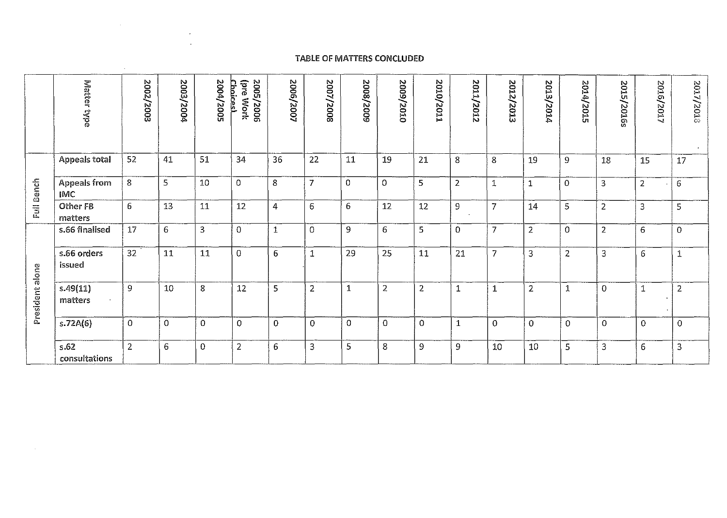# TABLE OF MATTERS CONCLUDED

| | Matter type | 2002/2003 | 2003/2004 | 2004/2005 | 2005/2006 (pre Work Choices) | 2006/2007 | 2007/2008 | 2008/2009 | 2009/2010 | 2010/2011 | 2011/2012 | 2012/2013 | 2013/2014 | 2014/2015 | 2015/2016s | 2016/2017 | 2017/2018 |
|---|---|---|---|---|---|---|---|---|---|---|---|---|---|---|---|---|---|
| Full Bench | Appeals total | 52 | 41 | 51 | 34 | 36 | 22 | 11 | 19 | 21 | 8 | 8 | 19 | 9 | 18 | 15 | 17 |
| | Appeals from IMC | 8 | 5 | 10 | 0 | 8 | 7 | 0 | 0 | 5 | 2 | 1 | 1 | 0 | 3 | 2 | 6 |
| | Other FB matters | 6 | 13 | 11 | 12 | 4 | 6 | 6 | 12 | 12 | 9 | 7 | 14 | 5 | 2 | 3 | 5 |
| President alone | s.66 finalised | 17 | 6 | 3 | 0 | 1 | 0 | 9 | 6 | 5 | 0 | 7 | 2 | 0 | 2 | 6 | 0 |
| | s.66 orders issued | 32 | 11 | 11 | 0 | 6 | 1 | 29 | 25 | 11 | 21 | 7 | 3 | 2 | 3 | 6 | 1 |
| | s.49(11) matters | 9 | 10 | 8 | 12 | 5 | 2 | 1 | 2 | 2 | 1 | 1 | 2 | 1 | 0 | 1 | 2 |
| | s.72A(6) | 0 | 0 | 0 | 0 | 0 | 0 | 0 | 0 | 0 | 1 | 0 | 0 | 0 | 0 | 0 | 0 |
| | s.62 consultations | 2 | 6 | 0 | 2 | 6 | 3 | 5 | 8 | 9 | 9 | 10 | 10 | 5 | 3 | 6 | 3 |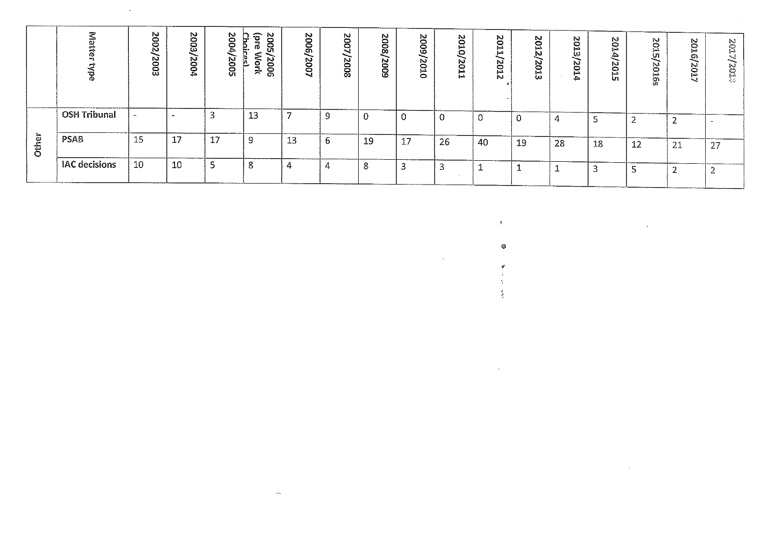| | Matter type | 2002/2003 | 2003/2004 | 2004/2005 | 2005/2006 (pre Work Choices) | 2006/2007 | 2007/2008 | 2008/2009 | 2009/2010 | 2010/2011 | 2011/2012 | 2012/2013 | 2013/2014 | 2014/2015 | 2015/2016s | 2016/2017 | 2017/2018 |
|---|---|---|---|---|---|---|---|---|---|---|---|---|---|---|---|---|---|
| Other | **OSH Tribunal** | - | - | 3 | 13 | 7 | 9 | 0 | 0 | 0 | 0 | 0 | 4 | 5 | 2 | 2 | - |
| | **PSAB** | 15 | 17 | 17 | 9 | 13 | 6 | 19 | 17 | 26 | 40 | 19 | 28 | 18 | 12 | 21 | 27 |
| | **IAC decisions** | 10 | 10 | 5 | 8 | 4 | 4 | 8 | 3 | 3 | 1 | 1 | 1 | 3 | 5 | 2 | 2 |